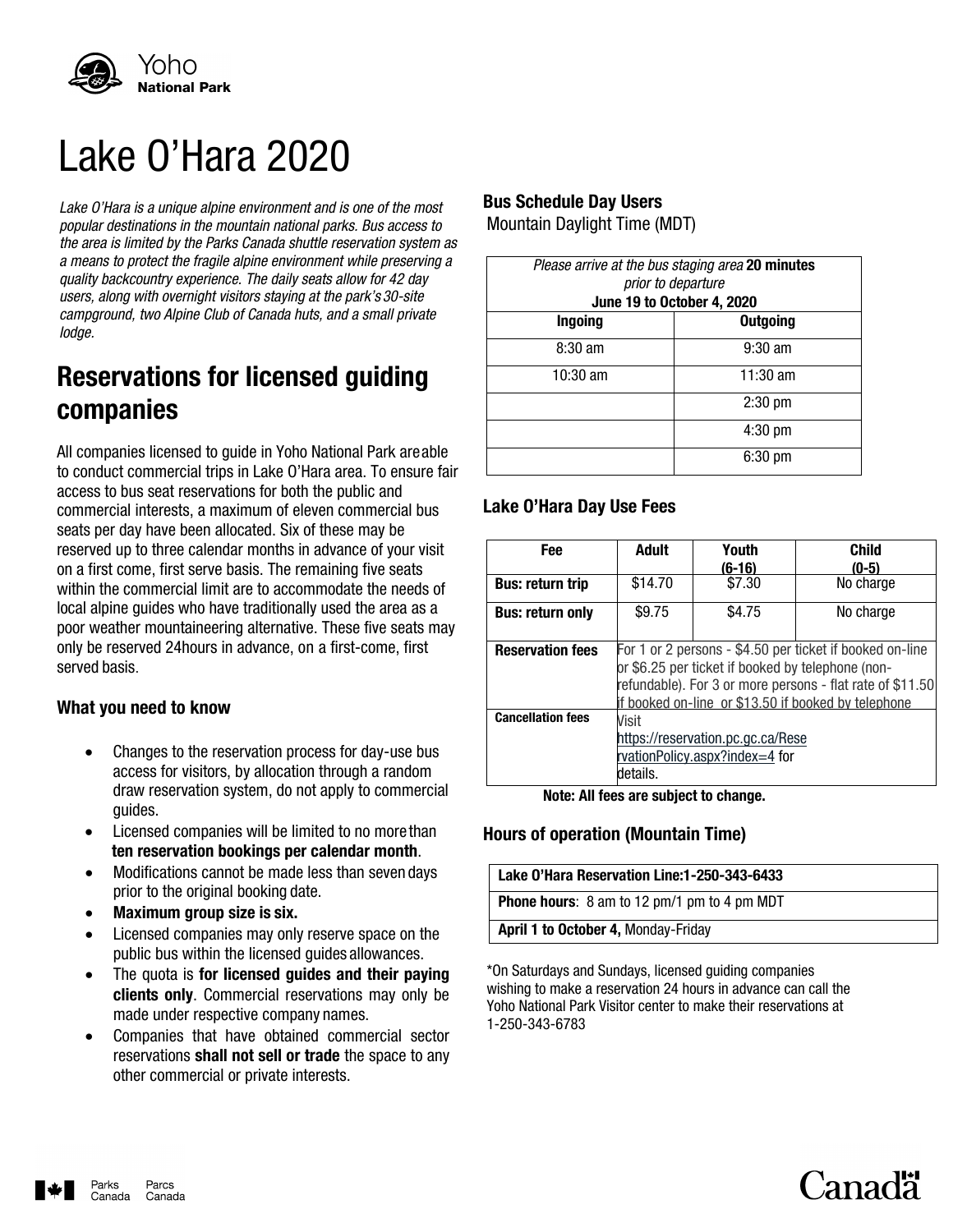Yoho
**National Park**

# Lake O'Hara 2020

*Lake O'Hara is a unique alpine environment and is one of the most popular destinations in the mountain national parks. Bus access to the area is limited by the Parks Canada shuttle reservation system as a means to protect the fragile alpine environment while preserving a quality backcountry experience. The daily seats allow for 42 day users, along with overnight visitors staying at the park's 30-site campground, two Alpine Club of Canada huts, and a small private lodge.*

## Reservations for licensed guiding companies

All companies licensed to guide in Yoho National Park are able to conduct commercial trips in Lake O'Hara area. To ensure fair access to bus seat reservations for both the public and commercial interests, a maximum of eleven commercial bus seats per day have been allocated. Six of these may be reserved up to three calendar months in advance of your visit on a first come, first serve basis. The remaining five seats within the commercial limit are to accommodate the needs of local alpine guides who have traditionally used the area as a poor weather mountaineering alternative. These five seats may only be reserved 24hours in advance, on a first-come, first served basis.

### What you need to know

- Changes to the reservation process for day-use bus access for visitors, by allocation through a random draw reservation system, do not apply to commercial guides.
- Licensed companies will be limited to no more than **ten reservation bookings per calendar month**.
- Modifications cannot be made less than seven days prior to the original booking date.
- **Maximum group size is six.**
- Licensed companies may only reserve space on the public bus within the licensed guides allowances.
- The quota is **for licensed guides and their paying clients only**. Commercial reservations may only be made under respective company names.
- Companies that have obtained commercial sector reservations **shall not sell or trade** the space to any other commercial or private interests.

### Bus Schedule Day Users

Mountain Daylight Time (MDT)

| *Please arrive at the bus staging area* **20 minutes** *prior to departure* **June 19 to October 4, 2020** | |
|---|---|
| **Ingoing** | **Outgoing** |
| 8:30 am | 9:30 am |
| 10:30 am | 11:30 am |
| | 2:30 pm |
| | 4:30 pm |
| | 6:30 pm |

### Lake O'Hara Day Use Fees

| Fee | Adult | Youth (6-16) | Child (0-5) |
|---|---|---|---|
| **Bus: return trip** | $14.70 | $7.30 | No charge |
| **Bus: return only** | $9.75 | $4.75 | No charge |
| **Reservation fees** | For 1 or 2 persons - $4.50 per ticket if booked on-line or $6.25 per ticket if booked by telephone (non-refundable). For 3 or more persons - flat rate of $11.50 if booked on-line or $13.50 if booked by telephone | | |
| **Cancellation fees** | Visit https://reservation.pc.gc.ca/ReservationPolicy.aspx?index=4 for details. | | |

**Note: All fees are subject to change.**

### Hours of operation (Mountain Time)

| **Lake O'Hara Reservation Line:1-250-343-6433** |
|---|
| **Phone hours**: 8 am to 12 pm/1 pm to 4 pm MDT |
| **April 1 to October 4,** Monday-Friday |

*On Saturdays and Sundays, licensed guiding companies wishing to make a reservation 24 hours in advance can call the Yoho National Park Visitor center to make their reservations at 1-250-343-6783

Parks Canada Parcs Canada

Canada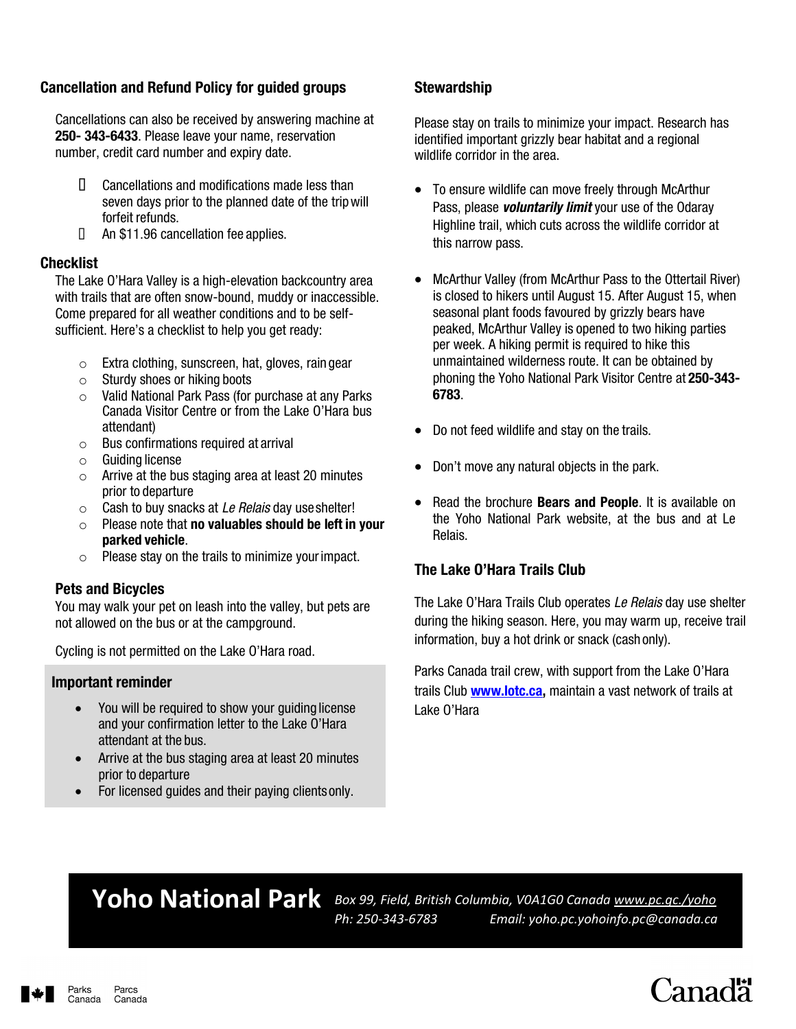## Cancellation and Refund Policy for guided groups

Cancellations can also be received by answering machine at **250- 343-6433**. Please leave your name, reservation number, credit card number and expiry date.

- Cancellations and modifications made less than seven days prior to the planned date of the trip will forfeit refunds.
- An $11.96 cancellation fee applies.

## Checklist

The Lake O'Hara Valley is a high-elevation backcountry area with trails that are often snow-bound, muddy or inaccessible. Come prepared for all weather conditions and to be self-sufficient. Here's a checklist to help you get ready:

- Extra clothing, sunscreen, hat, gloves, rain gear
- Sturdy shoes or hiking boots
- Valid National Park Pass (for purchase at any Parks Canada Visitor Centre or from the Lake O'Hara bus attendant)
- Bus confirmations required at arrival
- Guiding license
- Arrive at the bus staging area at least 20 minutes prior to departure
- Cash to buy snacks at *Le Relais* day use shelter!
- Please note that **no valuables should be left in your parked vehicle**.
- Please stay on the trails to minimize your impact.

### Pets and Bicycles

You may walk your pet on leash into the valley, but pets are not allowed on the bus or at the campground.

Cycling is not permitted on the Lake O'Hara road.

### Important reminder

- You will be required to show your guiding license and your confirmation letter to the Lake O'Hara attendant at the bus.
- Arrive at the bus staging area at least 20 minutes prior to departure
- For licensed guides and their paying clients only.

## Stewardship

Please stay on trails to minimize your impact. Research has identified important grizzly bear habitat and a regional wildlife corridor in the area.

- To ensure wildlife can move freely through McArthur Pass, please ***voluntarily limit*** your use of the Odaray Highline trail, which cuts across the wildlife corridor at this narrow pass.
- McArthur Valley (from McArthur Pass to the Ottertail River) is closed to hikers until August 15. After August 15, when seasonal plant foods favoured by grizzly bears have peaked, McArthur Valley is opened to two hiking parties per week. A hiking permit is required to hike this unmaintained wilderness route. It can be obtained by phoning the Yoho National Park Visitor Centre at **250-343-6783**.
- Do not feed wildlife and stay on the trails.
- Don't move any natural objects in the park.
- Read the brochure **Bears and People**. It is available on the Yoho National Park website, at the bus and at Le Relais.

## The Lake O'Hara Trails Club

The Lake O'Hara Trails Club operates *Le Relais* day use shelter during the hiking season. Here, you may warm up, receive trail information, buy a hot drink or snack (cash only).

Parks Canada trail crew, with support from the Lake O'Hara trails Club **www.lotc.ca,** maintain a vast network of trails at Lake O'Hara

**Yoho National Park** *Box 99, Field, British Columbia, V0A1G0 Canada www.pc.gc./yoho*
*Ph: 250-343-6783 Email: yoho.pc.yohoinfo.pc@canada.ca*

Parks Canada Parcs Canada

Canada